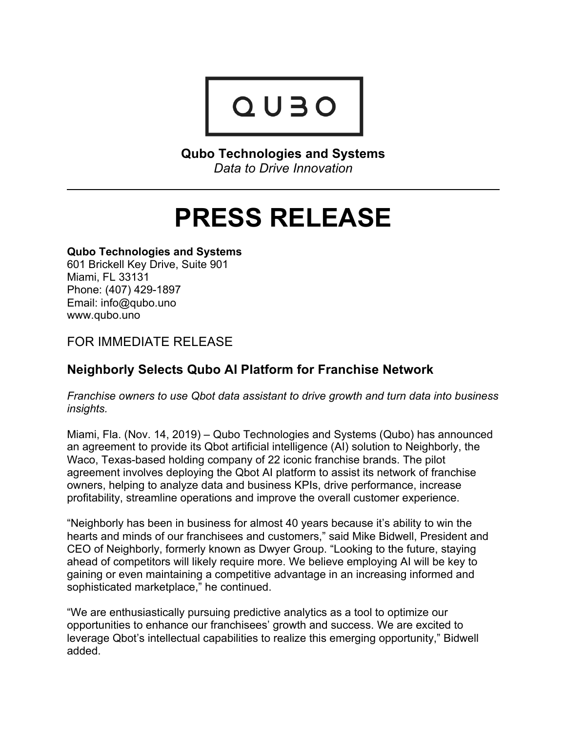QUBO

**Qubo Technologies and Systems**
*Data to Drive Innovation*

---

# PRESS RELEASE

**Qubo Technologies and Systems**
601 Brickell Key Drive, Suite 901
Miami, FL 33131
Phone: (407) 429-1897
Email: info@qubo.uno
www.qubo.uno

FOR IMMEDIATE RELEASE

## Neighborly Selects Qubo AI Platform for Franchise Network

*Franchise owners to use Qbot data assistant to drive growth and turn data into business insights.*

Miami, Fla. (Nov. 14, 2019) – Qubo Technologies and Systems (Qubo) has announced an agreement to provide its Qbot artificial intelligence (AI) solution to Neighborly, the Waco, Texas-based holding company of 22 iconic franchise brands. The pilot agreement involves deploying the Qbot AI platform to assist its network of franchise owners, helping to analyze data and business KPIs, drive performance, increase profitability, streamline operations and improve the overall customer experience.

"Neighborly has been in business for almost 40 years because it's ability to win the hearts and minds of our franchisees and customers," said Mike Bidwell, President and CEO of Neighborly, formerly known as Dwyer Group. "Looking to the future, staying ahead of competitors will likely require more. We believe employing AI will be key to gaining or even maintaining a competitive advantage in an increasing informed and sophisticated marketplace," he continued.

"We are enthusiastically pursuing predictive analytics as a tool to optimize our opportunities to enhance our franchisees' growth and success. We are excited to leverage Qbot's intellectual capabilities to realize this emerging opportunity," Bidwell added.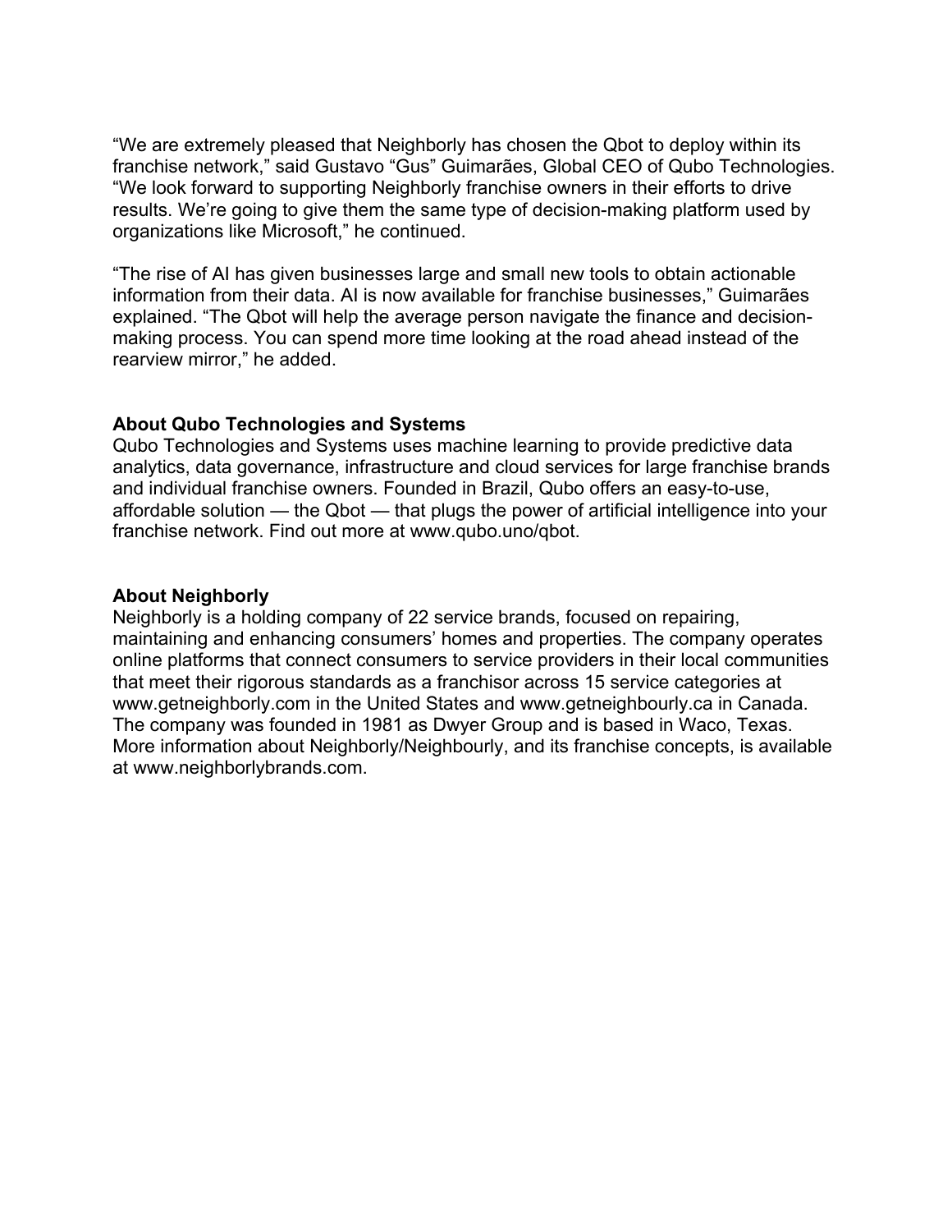"We are extremely pleased that Neighborly has chosen the Qbot to deploy within its franchise network," said Gustavo "Gus" Guimarães, Global CEO of Qubo Technologies. "We look forward to supporting Neighborly franchise owners in their efforts to drive results. We're going to give them the same type of decision-making platform used by organizations like Microsoft," he continued.

"The rise of AI has given businesses large and small new tools to obtain actionable information from their data. AI is now available for franchise businesses," Guimarães explained. "The Qbot will help the average person navigate the finance and decision-making process. You can spend more time looking at the road ahead instead of the rearview mirror," he added.

**About Qubo Technologies and Systems**

Qubo Technologies and Systems uses machine learning to provide predictive data analytics, data governance, infrastructure and cloud services for large franchise brands and individual franchise owners. Founded in Brazil, Qubo offers an easy-to-use, affordable solution — the Qbot — that plugs the power of artificial intelligence into your franchise network. Find out more at www.qubo.uno/qbot.

**About Neighborly**

Neighborly is a holding company of 22 service brands, focused on repairing, maintaining and enhancing consumers' homes and properties. The company operates online platforms that connect consumers to service providers in their local communities that meet their rigorous standards as a franchisor across 15 service categories at www.getneighborly.com in the United States and www.getneighbourly.ca in Canada. The company was founded in 1981 as Dwyer Group and is based in Waco, Texas. More information about Neighborly/Neighbourly, and its franchise concepts, is available at www.neighborlybrands.com.